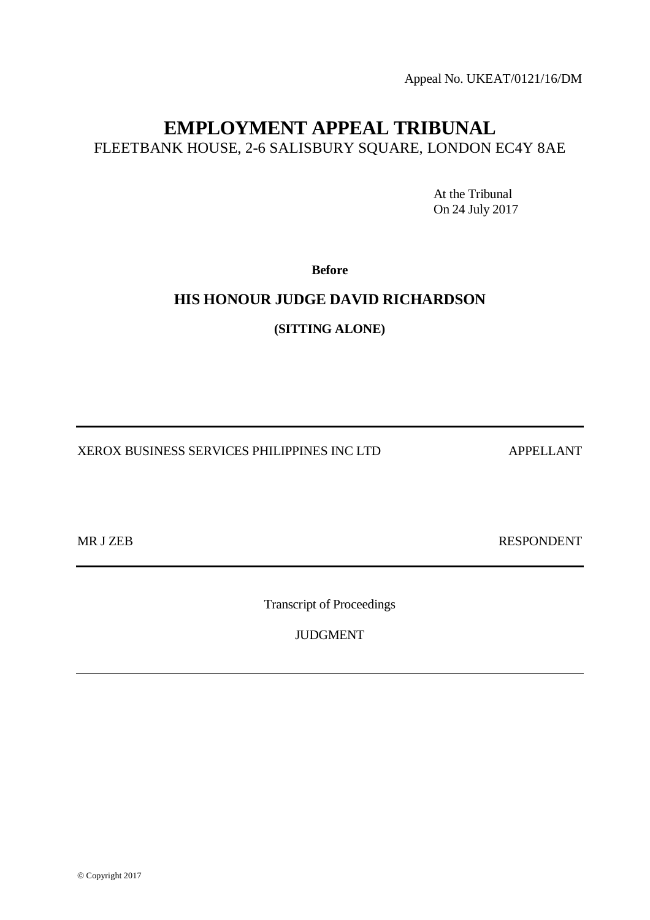Appeal No. UKEAT/0121/16/DM

# EMPLOYMENT APPEAL TRIBUNAL

FLEETBANK HOUSE, 2-6 SALISBURY SQUARE, LONDON EC4Y 8AE

At the Tribunal
On 24 July 2017

**Before**

## HIS HONOUR JUDGE DAVID RICHARDSON

**(SITTING ALONE)**

---

XEROX BUSINESS SERVICES PHILIPPINES INC LTD — APPELLANT

MR J ZEB — RESPONDENT

---

Transcript of Proceedings

JUDGMENT

---

© Copyright 2017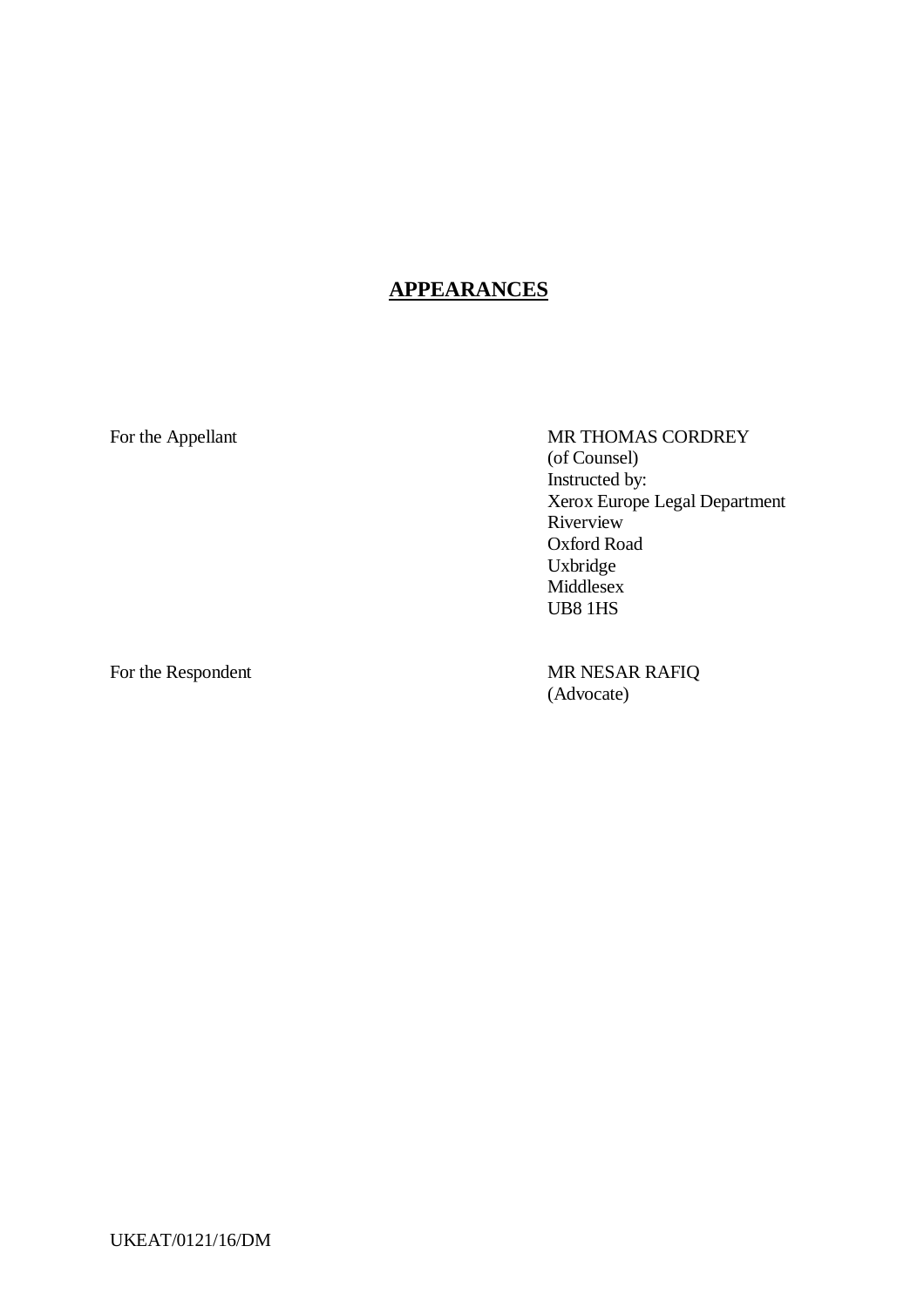# APPEARANCES

| | |
|---|---|
| For the Appellant | MR THOMAS CORDREY<br>(of Counsel)<br>Instructed by:<br>Xerox Europe Legal Department<br>Riverview<br>Oxford Road<br>Uxbridge<br>Middlesex<br>UB8 1HS |
| For the Respondent | MR NESAR RAFIQ<br>(Advocate) |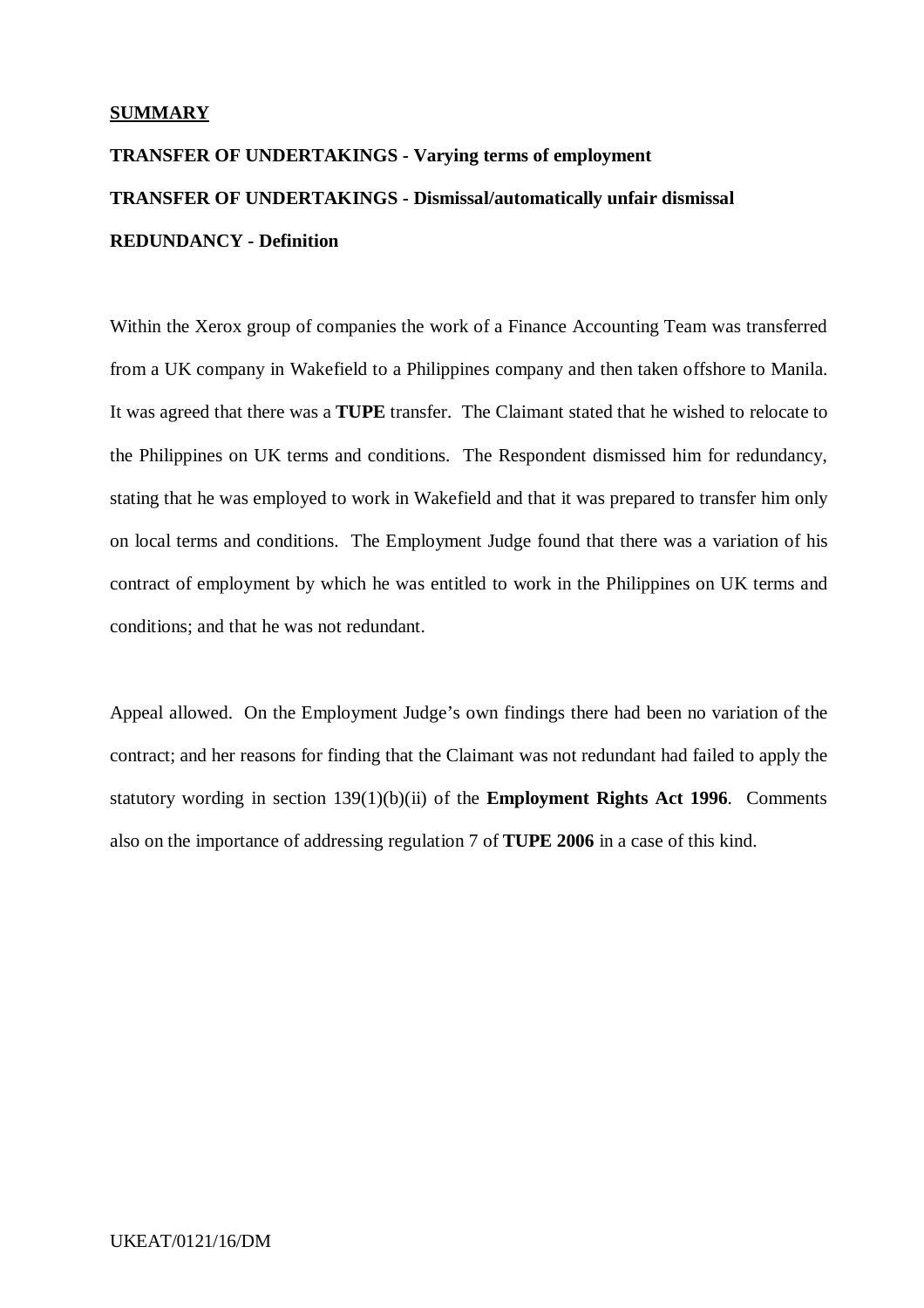**SUMMARY**

**TRANSFER OF UNDERTAKINGS - Varying terms of employment**

**TRANSFER OF UNDERTAKINGS - Dismissal/automatically unfair dismissal**

**REDUNDANCY - Definition**

Within the Xerox group of companies the work of a Finance Accounting Team was transferred from a UK company in Wakefield to a Philippines company and then taken offshore to Manila. It was agreed that there was a **TUPE** transfer. The Claimant stated that he wished to relocate to the Philippines on UK terms and conditions. The Respondent dismissed him for redundancy, stating that he was employed to work in Wakefield and that it was prepared to transfer him only on local terms and conditions. The Employment Judge found that there was a variation of his contract of employment by which he was entitled to work in the Philippines on UK terms and conditions; and that he was not redundant.

Appeal allowed. On the Employment Judge's own findings there had been no variation of the contract; and her reasons for finding that the Claimant was not redundant had failed to apply the statutory wording in section 139(1)(b)(ii) of the **Employment Rights Act 1996**. Comments also on the importance of addressing regulation 7 of **TUPE 2006** in a case of this kind.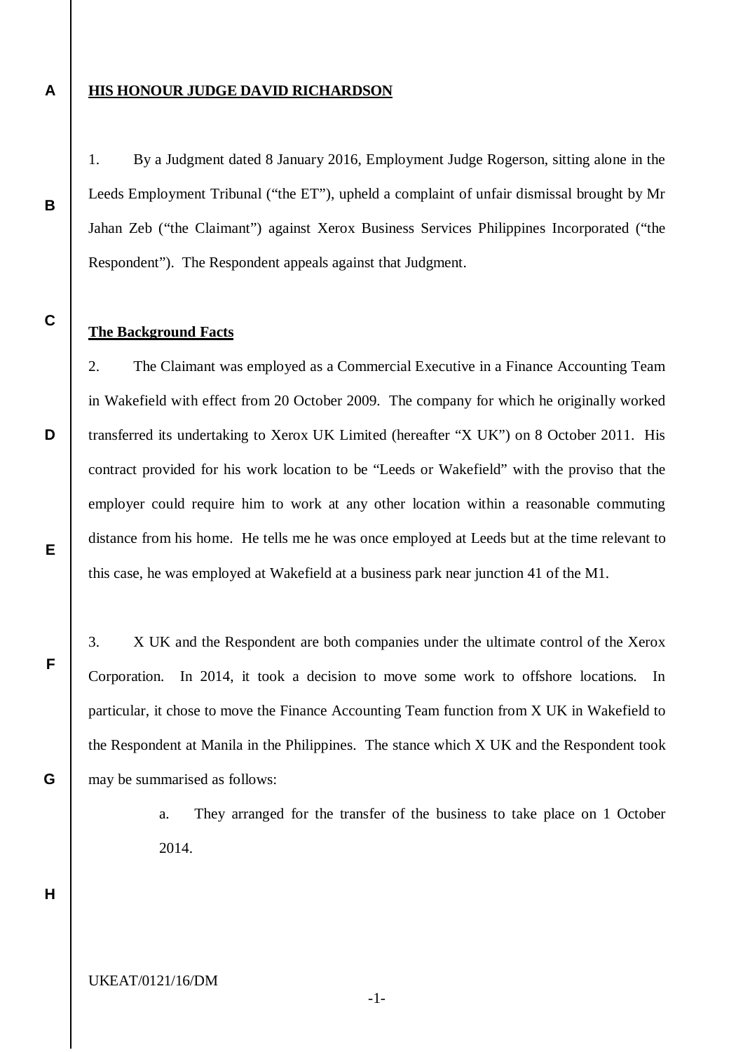**HIS HONOUR JUDGE DAVID RICHARDSON**

1. By a Judgment dated 8 January 2016, Employment Judge Rogerson, sitting alone in the Leeds Employment Tribunal ("the ET"), upheld a complaint of unfair dismissal brought by Mr Jahan Zeb ("the Claimant") against Xerox Business Services Philippines Incorporated ("the Respondent"). The Respondent appeals against that Judgment.

**The Background Facts**

2. The Claimant was employed as a Commercial Executive in a Finance Accounting Team in Wakefield with effect from 20 October 2009. The company for which he originally worked transferred its undertaking to Xerox UK Limited (hereafter "X UK") on 8 October 2011. His contract provided for his work location to be "Leeds or Wakefield" with the proviso that the employer could require him to work at any other location within a reasonable commuting distance from his home. He tells me he was once employed at Leeds but at the time relevant to this case, he was employed at Wakefield at a business park near junction 41 of the M1.

3. X UK and the Respondent are both companies under the ultimate control of the Xerox Corporation. In 2014, it took a decision to move some work to offshore locations. In particular, it chose to move the Finance Accounting Team function from X UK in Wakefield to the Respondent at Manila in the Philippines. The stance which X UK and the Respondent took may be summarised as follows:

   a. They arranged for the transfer of the business to take place on 1 October 2014.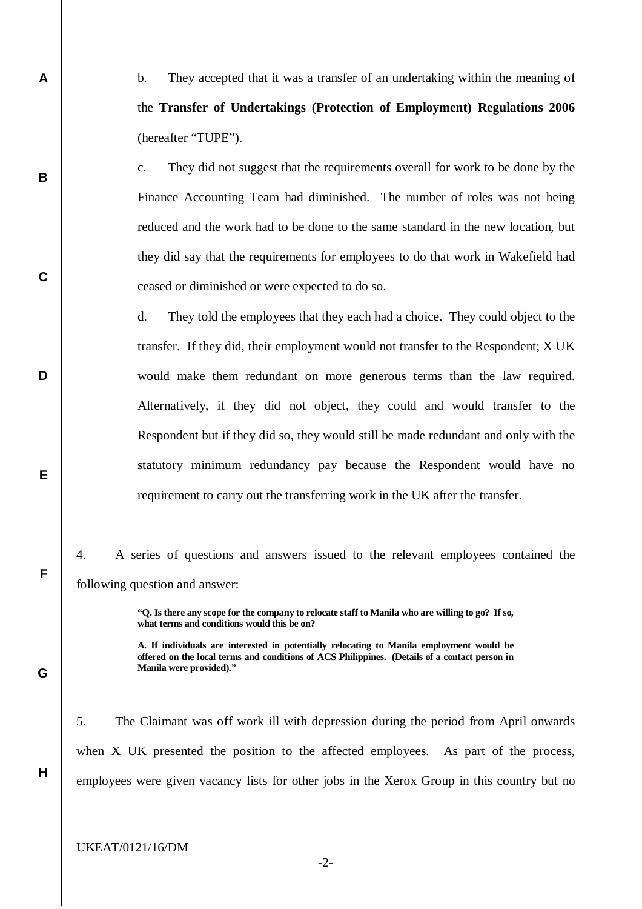b. They accepted that it was a transfer of an undertaking within the meaning of the **Transfer of Undertakings (Protection of Employment) Regulations 2006** (hereafter "TUPE").

c. They did not suggest that the requirements overall for work to be done by the Finance Accounting Team had diminished. The number of roles was not being reduced and the work had to be done to the same standard in the new location, but they did say that the requirements for employees to do that work in Wakefield had ceased or diminished or were expected to do so.

d. They told the employees that they each had a choice. They could object to the transfer. If they did, their employment would not transfer to the Respondent; X UK would make them redundant on more generous terms than the law required. Alternatively, if they did not object, they could and would transfer to the Respondent but if they did so, they would still be made redundant and only with the statutory minimum redundancy pay because the Respondent would have no requirement to carry out the transferring work in the UK after the transfer.

4. A series of questions and answers issued to the relevant employees contained the following question and answer:

> **"Q. Is there any scope for the company to relocate staff to Manila who are willing to go? If so, what terms and conditions would this be on?**
>
> **A. If individuals are interested in potentially relocating to Manila employment would be offered on the local terms and conditions of ACS Philippines. (Details of a contact person in Manila were provided)."**

5. The Claimant was off work ill with depression during the period from April onwards when X UK presented the position to the affected employees. As part of the process, employees were given vacancy lists for other jobs in the Xerox Group in this country but no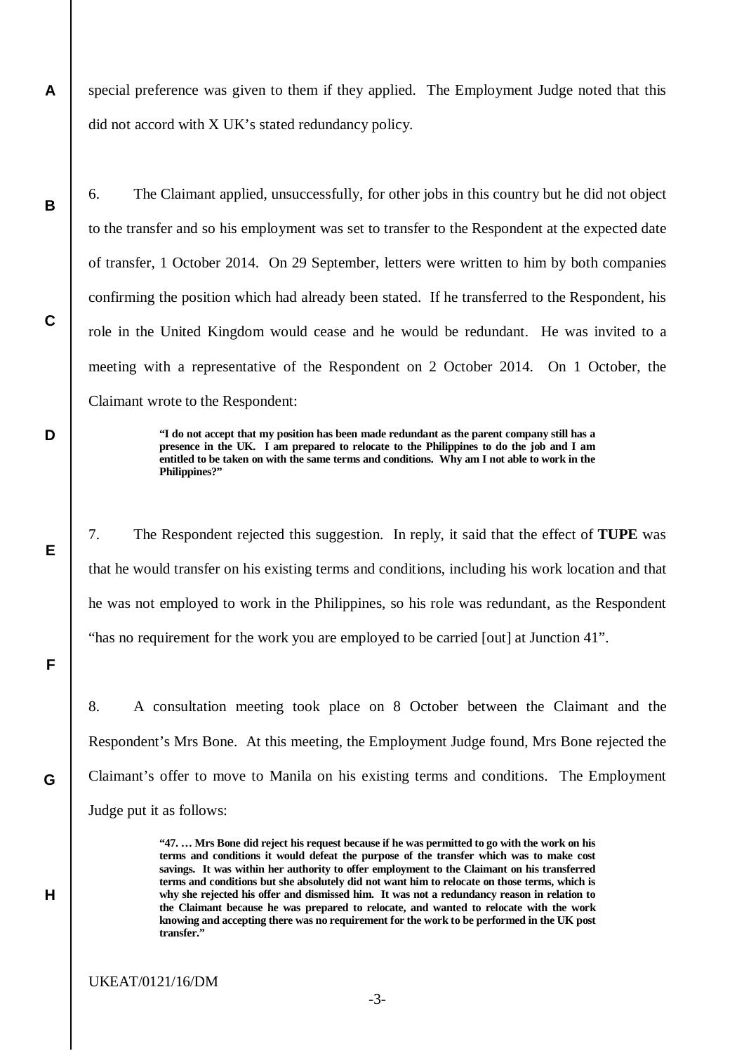special preference was given to them if they applied. The Employment Judge noted that this did not accord with X UK's stated redundancy policy.

6. The Claimant applied, unsuccessfully, for other jobs in this country but he did not object to the transfer and so his employment was set to transfer to the Respondent at the expected date of transfer, 1 October 2014. On 29 September, letters were written to him by both companies confirming the position which had already been stated. If he transferred to the Respondent, his role in the United Kingdom would cease and he would be redundant. He was invited to a meeting with a representative of the Respondent on 2 October 2014. On 1 October, the Claimant wrote to the Respondent:

> **"I do not accept that my position has been made redundant as the parent company still has a presence in the UK. I am prepared to relocate to the Philippines to do the job and I am entitled to be taken on with the same terms and conditions. Why am I not able to work in the Philippines?"**

7. The Respondent rejected this suggestion. In reply, it said that the effect of **TUPE** was that he would transfer on his existing terms and conditions, including his work location and that he was not employed to work in the Philippines, so his role was redundant, as the Respondent "has no requirement for the work you are employed to be carried [out] at Junction 41".

8. A consultation meeting took place on 8 October between the Claimant and the Respondent's Mrs Bone. At this meeting, the Employment Judge found, Mrs Bone rejected the Claimant's offer to move to Manila on his existing terms and conditions. The Employment Judge put it as follows:

> **"47. … Mrs Bone did reject his request because if he was permitted to go with the work on his terms and conditions it would defeat the purpose of the transfer which was to make cost savings. It was within her authority to offer employment to the Claimant on his transferred terms and conditions but she absolutely did not want him to relocate on those terms, which is why she rejected his offer and dismissed him. It was not a redundancy reason in relation to the Claimant because he was prepared to relocate, and wanted to relocate with the work knowing and accepting there was no requirement for the work to be performed in the UK post transfer."**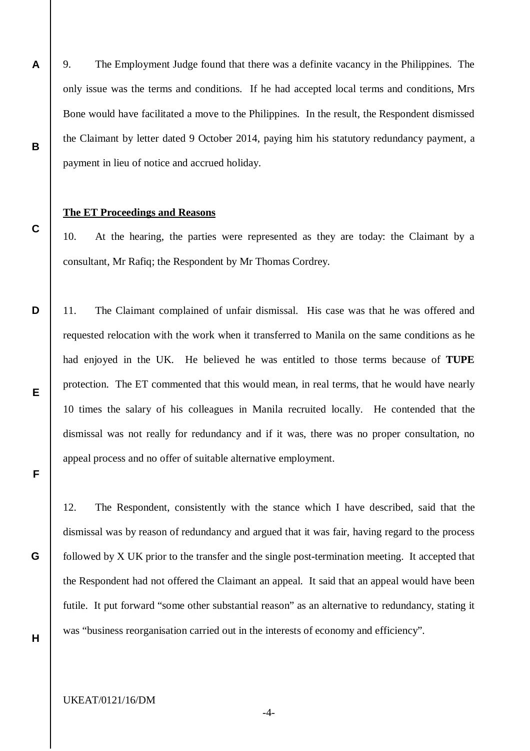9. The Employment Judge found that there was a definite vacancy in the Philippines. The only issue was the terms and conditions. If he had accepted local terms and conditions, Mrs Bone would have facilitated a move to the Philippines. In the result, the Respondent dismissed the Claimant by letter dated 9 October 2014, paying him his statutory redundancy payment, a payment in lieu of notice and accrued holiday.

**The ET Proceedings and Reasons**

10. At the hearing, the parties were represented as they are today: the Claimant by a consultant, Mr Rafiq; the Respondent by Mr Thomas Cordrey.

11. The Claimant complained of unfair dismissal. His case was that he was offered and requested relocation with the work when it transferred to Manila on the same conditions as he had enjoyed in the UK. He believed he was entitled to those terms because of **TUPE** protection. The ET commented that this would mean, in real terms, that he would have nearly 10 times the salary of his colleagues in Manila recruited locally. He contended that the dismissal was not really for redundancy and if it was, there was no proper consultation, no appeal process and no offer of suitable alternative employment.

12. The Respondent, consistently with the stance which I have described, said that the dismissal was by reason of redundancy and argued that it was fair, having regard to the process followed by X UK prior to the transfer and the single post-termination meeting. It accepted that the Respondent had not offered the Claimant an appeal. It said that an appeal would have been futile. It put forward "some other substantial reason" as an alternative to redundancy, stating it was "business reorganisation carried out in the interests of economy and efficiency".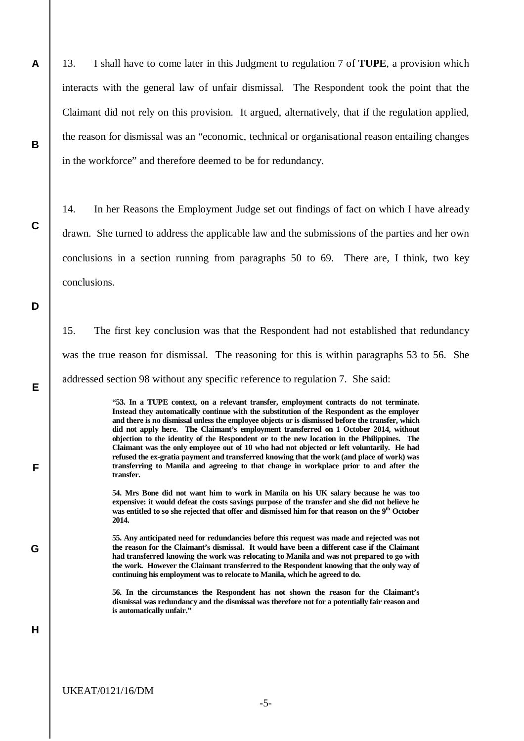13. I shall have to come later in this Judgment to regulation 7 of **TUPE**, a provision which interacts with the general law of unfair dismissal. The Respondent took the point that the Claimant did not rely on this provision. It argued, alternatively, that if the regulation applied, the reason for dismissal was an "economic, technical or organisational reason entailing changes in the workforce" and therefore deemed to be for redundancy.

14. In her Reasons the Employment Judge set out findings of fact on which I have already drawn. She turned to address the applicable law and the submissions of the parties and her own conclusions in a section running from paragraphs 50 to 69. There are, I think, two key conclusions.

15. The first key conclusion was that the Respondent had not established that redundancy was the true reason for dismissal. The reasoning for this is within paragraphs 53 to 56. She addressed section 98 without any specific reference to regulation 7. She said:

> **"53. In a TUPE context, on a relevant transfer, employment contracts do not terminate. Instead they automatically continue with the substitution of the Respondent as the employer and there is no dismissal unless the employee objects or is dismissed before the transfer, which did not apply here. The Claimant's employment transferred on 1 October 2014, without objection to the identity of the Respondent or to the new location in the Philippines. The Claimant was the only employee out of 10 who had not objected or left voluntarily. He had refused the ex-gratia payment and transferred knowing that the work (and place of work) was transferring to Manila and agreeing to that change in workplace prior to and after the transfer.**
>
> **54. Mrs Bone did not want him to work in Manila on his UK salary because he was too expensive: it would defeat the costs savings purpose of the transfer and she did not believe he was entitled to so she rejected that offer and dismissed him for that reason on the 9th October 2014.**
>
> **55. Any anticipated need for redundancies before this request was made and rejected was not the reason for the Claimant's dismissal. It would have been a different case if the Claimant had transferred knowing the work was relocating to Manila and was not prepared to go with the work. However the Claimant transferred to the Respondent knowing that the only way of continuing his employment was to relocate to Manila, which he agreed to do.**
>
> **56. In the circumstances the Respondent has not shown the reason for the Claimant's dismissal was redundancy and the dismissal was therefore not for a potentially fair reason and is automatically unfair."**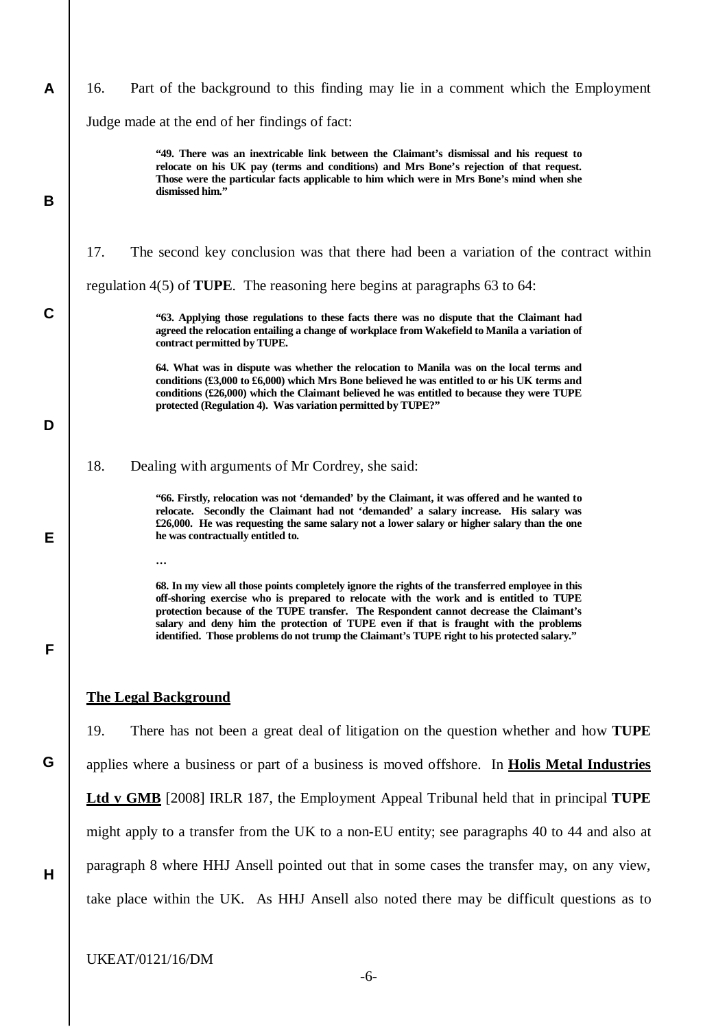16. Part of the background to this finding may lie in a comment which the Employment Judge made at the end of her findings of fact:

> **"49. There was an inextricable link between the Claimant's dismissal and his request to relocate on his UK pay (terms and conditions) and Mrs Bone's rejection of that request. Those were the particular facts applicable to him which were in Mrs Bone's mind when she dismissed him."**

17. The second key conclusion was that there had been a variation of the contract within regulation 4(5) of **TUPE**. The reasoning here begins at paragraphs 63 to 64:

> **"63. Applying those regulations to these facts there was no dispute that the Claimant had agreed the relocation entailing a change of workplace from Wakefield to Manila a variation of contract permitted by TUPE.**
>
> **64. What was in dispute was whether the relocation to Manila was on the local terms and conditions (£3,000 to £6,000) which Mrs Bone believed he was entitled to or his UK terms and conditions (£26,000) which the Claimant believed he was entitled to because they were TUPE protected (Regulation 4). Was variation permitted by TUPE?"**

18. Dealing with arguments of Mr Cordrey, she said:

> **"66. Firstly, relocation was not 'demanded' by the Claimant, it was offered and he wanted to relocate. Secondly the Claimant had not 'demanded' a salary increase. His salary was £26,000. He was requesting the same salary not a lower salary or higher salary than the one he was contractually entitled to.**
>
> …
>
> **68. In my view all those points completely ignore the rights of the transferred employee in this off-shoring exercise who is prepared to relocate with the work and is entitled to TUPE protection because of the TUPE transfer. The Respondent cannot decrease the Claimant's salary and deny him the protection of TUPE even if that is fraught with the problems identified. Those problems do not trump the Claimant's TUPE right to his protected salary."**

## The Legal Background

19. There has not been a great deal of litigation on the question whether and how **TUPE** applies where a business or part of a business is moved offshore. In **Holis Metal Industries Ltd v GMB** [2008] IRLR 187, the Employment Appeal Tribunal held that in principal **TUPE** might apply to a transfer from the UK to a non-EU entity; see paragraphs 40 to 44 and also at paragraph 8 where HHJ Ansell pointed out that in some cases the transfer may, on any view, take place within the UK. As HHJ Ansell also noted there may be difficult questions as to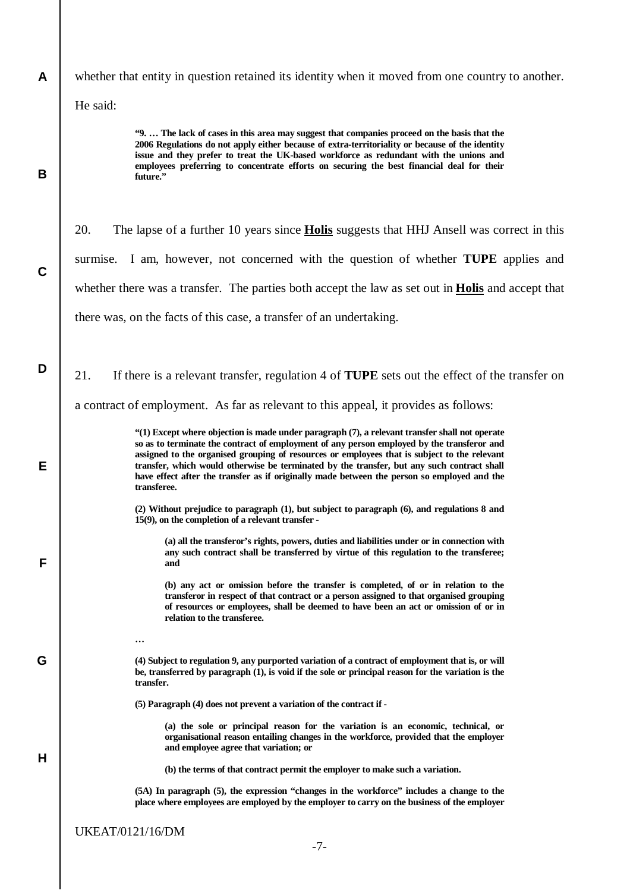whether that entity in question retained its identity when it moved from one country to another. He said:

> **"9. … The lack of cases in this area may suggest that companies proceed on the basis that the 2006 Regulations do not apply either because of extra-territoriality or because of the identity issue and they prefer to treat the UK-based workforce as redundant with the unions and employees preferring to concentrate efforts on securing the best financial deal for their future."**

20. The lapse of a further 10 years since **Holis** suggests that HHJ Ansell was correct in this surmise. I am, however, not concerned with the question of whether **TUPE** applies and whether there was a transfer. The parties both accept the law as set out in **Holis** and accept that there was, on the facts of this case, a transfer of an undertaking.

21. If there is a relevant transfer, regulation 4 of **TUPE** sets out the effect of the transfer on a contract of employment. As far as relevant to this appeal, it provides as follows:

> **"(1) Except where objection is made under paragraph (7), a relevant transfer shall not operate so as to terminate the contract of employment of any person employed by the transferor and assigned to the organised grouping of resources or employees that is subject to the relevant transfer, which would otherwise be terminated by the transfer, but any such contract shall have effect after the transfer as if originally made between the person so employed and the transferee.**
>
> **(2) Without prejudice to paragraph (1), but subject to paragraph (6), and regulations 8 and 15(9), on the completion of a relevant transfer -**
>
> > **(a) all the transferor's rights, powers, duties and liabilities under or in connection with any such contract shall be transferred by virtue of this regulation to the transferee; and**
> >
> > **(b) any act or omission before the transfer is completed, of or in relation to the transferor in respect of that contract or a person assigned to that organised grouping of resources or employees, shall be deemed to have been an act or omission of or in relation to the transferee.**
>
> **…**
>
> **(4) Subject to regulation 9, any purported variation of a contract of employment that is, or will be, transferred by paragraph (1), is void if the sole or principal reason for the variation is the transfer.**
>
> **(5) Paragraph (4) does not prevent a variation of the contract if -**
>
> > **(a) the sole or principal reason for the variation is an economic, technical, or organisational reason entailing changes in the workforce, provided that the employer and employee agree that variation; or**
> >
> > **(b) the terms of that contract permit the employer to make such a variation.**
>
> **(5A) In paragraph (5), the expression "changes in the workforce" includes a change to the place where employees are employed by the employer to carry on the business of the employer**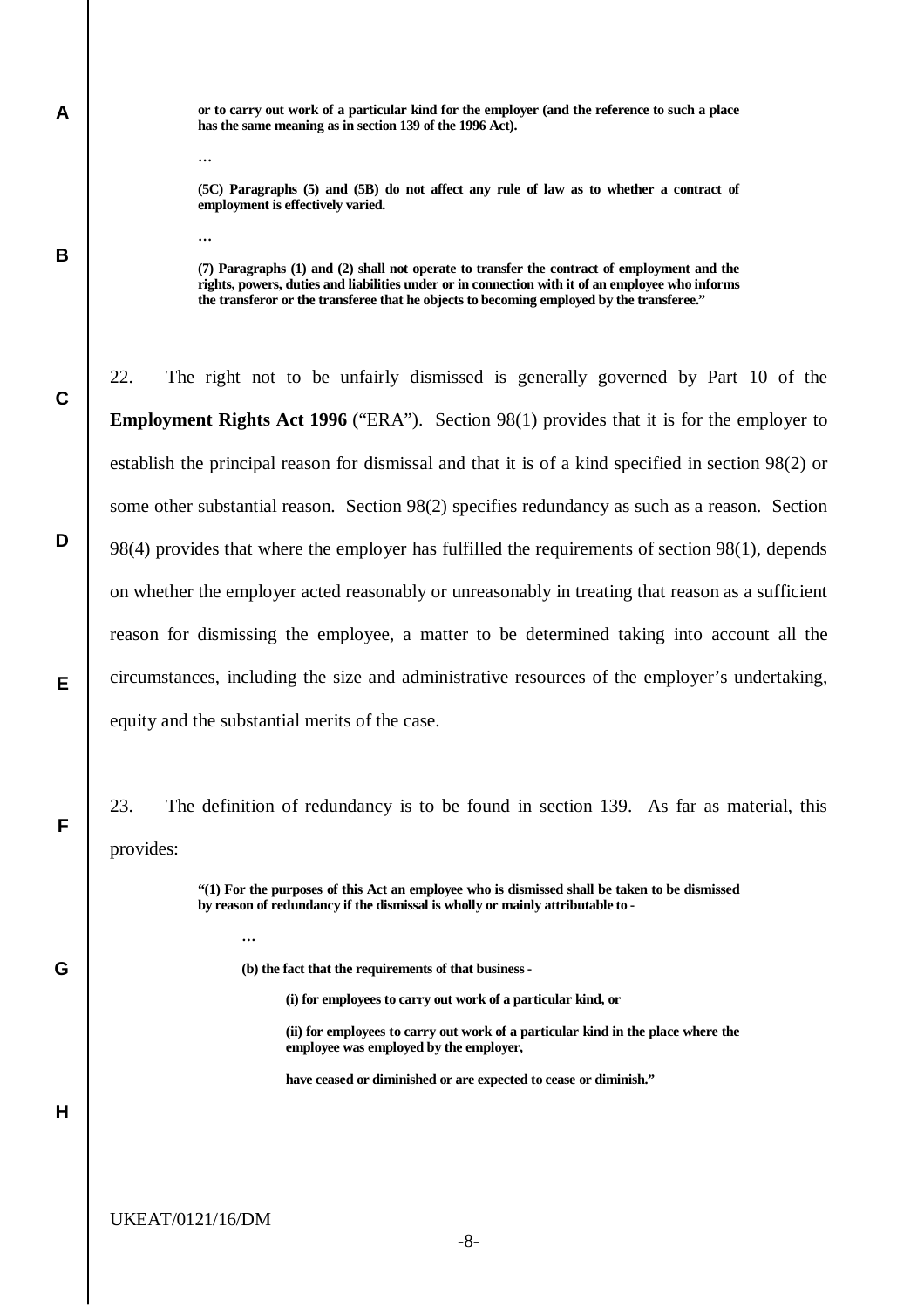> **or to carry out work of a particular kind for the employer (and the reference to such a place has the same meaning as in section 139 of the 1996 Act).**
>
> …
>
> **(5C) Paragraphs (5) and (5B) do not affect any rule of law as to whether a contract of employment is effectively varied.**
>
> …
>
> **(7) Paragraphs (1) and (2) shall not operate to transfer the contract of employment and the rights, powers, duties and liabilities under or in connection with it of an employee who informs the transferor or the transferee that he objects to becoming employed by the transferee."**

22. The right not to be unfairly dismissed is generally governed by Part 10 of the **Employment Rights Act 1996** ("ERA"). Section 98(1) provides that it is for the employer to establish the principal reason for dismissal and that it is of a kind specified in section 98(2) or some other substantial reason. Section 98(2) specifies redundancy as such as a reason. Section 98(4) provides that where the employer has fulfilled the requirements of section 98(1), depends on whether the employer acted reasonably or unreasonably in treating that reason as a sufficient reason for dismissing the employee, a matter to be determined taking into account all the circumstances, including the size and administrative resources of the employer's undertaking, equity and the substantial merits of the case.

23. The definition of redundancy is to be found in section 139. As far as material, this provides:

> **"(1) For the purposes of this Act an employee who is dismissed shall be taken to be dismissed by reason of redundancy if the dismissal is wholly or mainly attributable to -**
>
> …
>
> **(b) the fact that the requirements of that business -**
>
> **(i) for employees to carry out work of a particular kind, or**
>
> **(ii) for employees to carry out work of a particular kind in the place where the employee was employed by the employer,**
>
> **have ceased or diminished or are expected to cease or diminish."**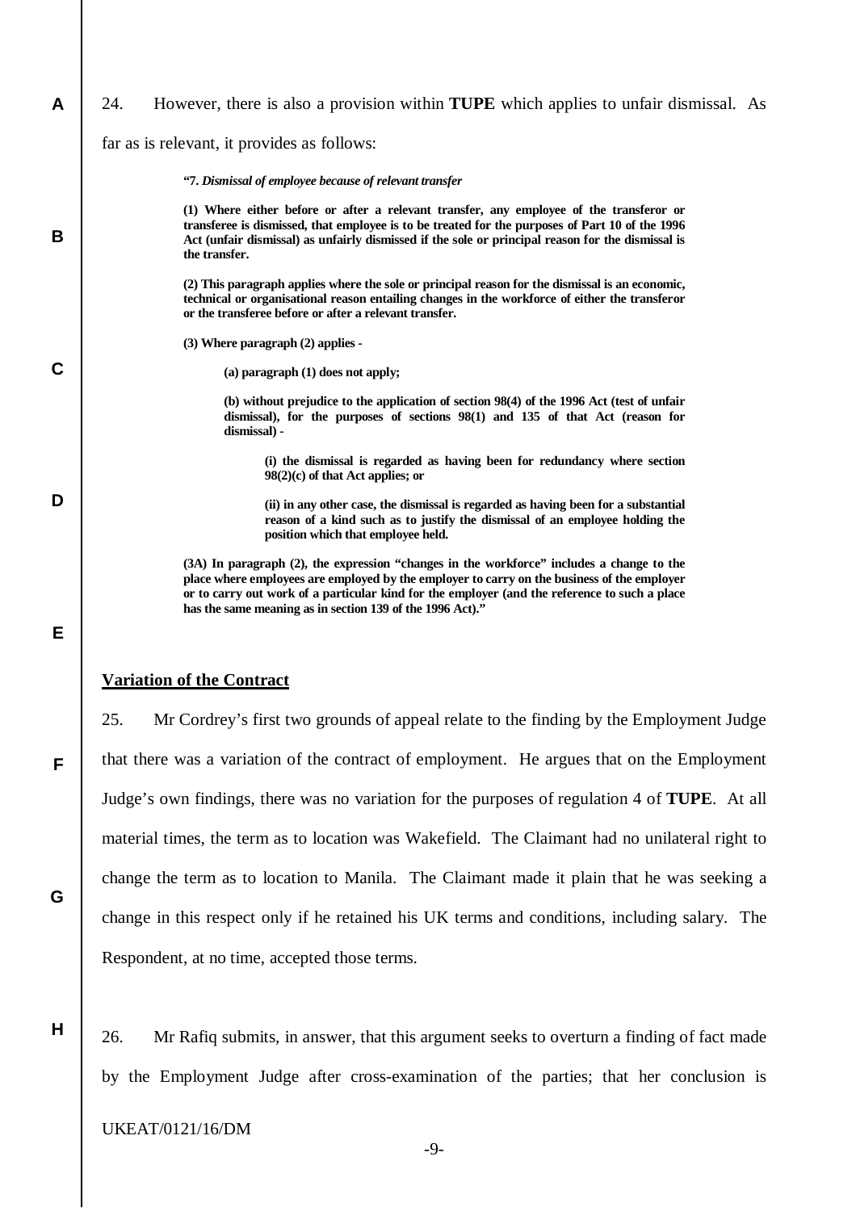24. However, there is also a provision within **TUPE** which applies to unfair dismissal. As far as is relevant, it provides as follows:

> **"7. *Dismissal of employee because of relevant transfer***
>
> **(1) Where either before or after a relevant transfer, any employee of the transferor or transferee is dismissed, that employee is to be treated for the purposes of Part 10 of the 1996 Act (unfair dismissal) as unfairly dismissed if the sole or principal reason for the dismissal is the transfer.**
>
> **(2) This paragraph applies where the sole or principal reason for the dismissal is an economic, technical or organisational reason entailing changes in the workforce of either the transferor or the transferee before or after a relevant transfer.**
>
> **(3) Where paragraph (2) applies -**
>
> > **(a) paragraph (1) does not apply;**
> >
> > **(b) without prejudice to the application of section 98(4) of the 1996 Act (test of unfair dismissal), for the purposes of sections 98(1) and 135 of that Act (reason for dismissal) -**
> >
> > > **(i) the dismissal is regarded as having been for redundancy where section 98(2)(c) of that Act applies; or**
> > >
> > > **(ii) in any other case, the dismissal is regarded as having been for a substantial reason of a kind such as to justify the dismissal of an employee holding the position which that employee held.**
>
> **(3A) In paragraph (2), the expression "changes in the workforce" includes a change to the place where employees are employed by the employer to carry on the business of the employer or to carry out work of a particular kind for the employer (and the reference to such a place has the same meaning as in section 139 of the 1996 Act)."**

## Variation of the Contract

25. Mr Cordrey's first two grounds of appeal relate to the finding by the Employment Judge that there was a variation of the contract of employment. He argues that on the Employment Judge's own findings, there was no variation for the purposes of regulation 4 of **TUPE**. At all material times, the term as to location was Wakefield. The Claimant had no unilateral right to change the term as to location to Manila. The Claimant made it plain that he was seeking a change in this respect only if he retained his UK terms and conditions, including salary. The Respondent, at no time, accepted those terms.

26. Mr Rafiq submits, in answer, that this argument seeks to overturn a finding of fact made by the Employment Judge after cross-examination of the parties; that her conclusion is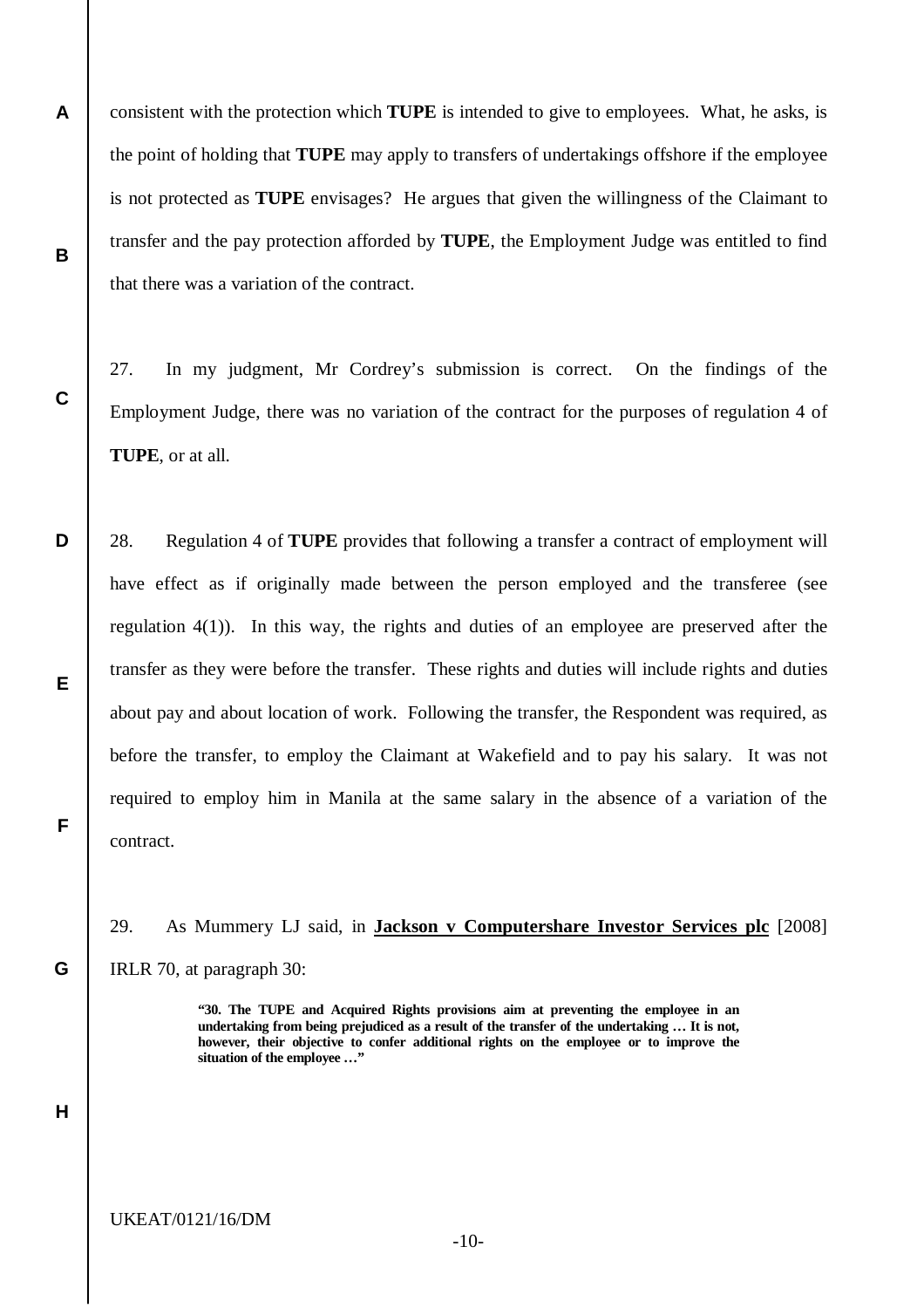consistent with the protection which **TUPE** is intended to give to employees. What, he asks, is the point of holding that **TUPE** may apply to transfers of undertakings offshore if the employee is not protected as **TUPE** envisages? He argues that given the willingness of the Claimant to transfer and the pay protection afforded by **TUPE**, the Employment Judge was entitled to find that there was a variation of the contract.

27. In my judgment, Mr Cordrey's submission is correct. On the findings of the Employment Judge, there was no variation of the contract for the purposes of regulation 4 of **TUPE**, or at all.

28. Regulation 4 of **TUPE** provides that following a transfer a contract of employment will have effect as if originally made between the person employed and the transferee (see regulation 4(1)). In this way, the rights and duties of an employee are preserved after the transfer as they were before the transfer. These rights and duties will include rights and duties about pay and about location of work. Following the transfer, the Respondent was required, as before the transfer, to employ the Claimant at Wakefield and to pay his salary. It was not required to employ him in Manila at the same salary in the absence of a variation of the contract.

29. As Mummery LJ said, in **Jackson v Computershare Investor Services plc** [2008] IRLR 70, at paragraph 30:

> **"30. The TUPE and Acquired Rights provisions aim at preventing the employee in an undertaking from being prejudiced as a result of the transfer of the undertaking … It is not, however, their objective to confer additional rights on the employee or to improve the situation of the employee …"**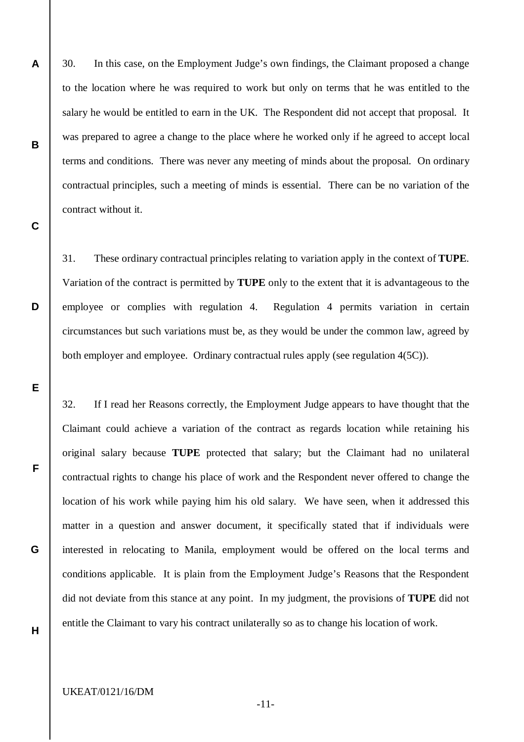30. In this case, on the Employment Judge's own findings, the Claimant proposed a change to the location where he was required to work but only on terms that he was entitled to the salary he would be entitled to earn in the UK. The Respondent did not accept that proposal. It was prepared to agree a change to the place where he worked only if he agreed to accept local terms and conditions. There was never any meeting of minds about the proposal. On ordinary contractual principles, such a meeting of minds is essential. There can be no variation of the contract without it.

31. These ordinary contractual principles relating to variation apply in the context of **TUPE**. Variation of the contract is permitted by **TUPE** only to the extent that it is advantageous to the employee or complies with regulation 4. Regulation 4 permits variation in certain circumstances but such variations must be, as they would be under the common law, agreed by both employer and employee. Ordinary contractual rules apply (see regulation 4(5C)).

32. If I read her Reasons correctly, the Employment Judge appears to have thought that the Claimant could achieve a variation of the contract as regards location while retaining his original salary because **TUPE** protected that salary; but the Claimant had no unilateral contractual rights to change his place of work and the Respondent never offered to change the location of his work while paying him his old salary. We have seen, when it addressed this matter in a question and answer document, it specifically stated that if individuals were interested in relocating to Manila, employment would be offered on the local terms and conditions applicable. It is plain from the Employment Judge's Reasons that the Respondent did not deviate from this stance at any point. In my judgment, the provisions of **TUPE** did not entitle the Claimant to vary his contract unilaterally so as to change his location of work.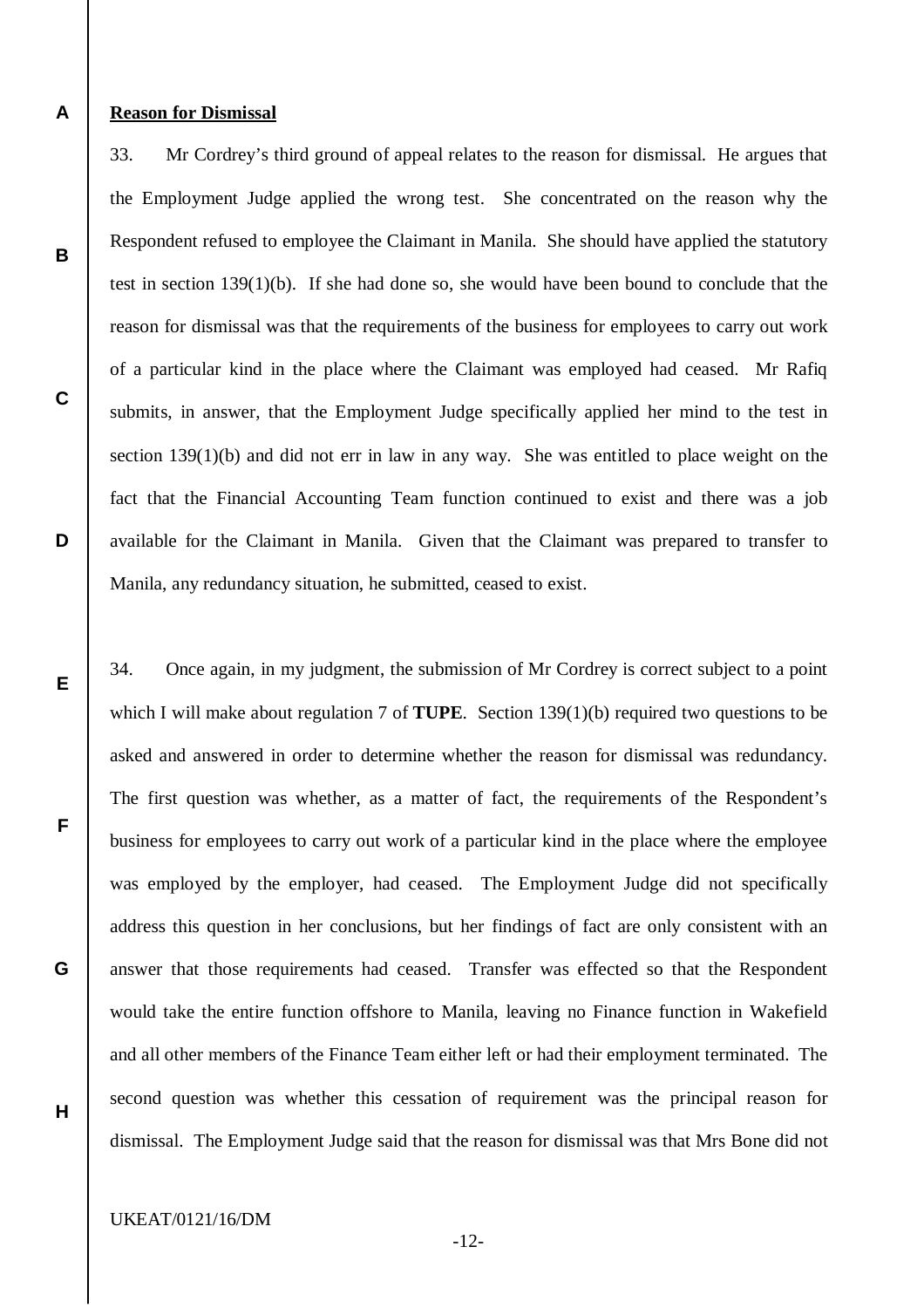**Reason for Dismissal**

33. Mr Cordrey's third ground of appeal relates to the reason for dismissal. He argues that the Employment Judge applied the wrong test. She concentrated on the reason why the Respondent refused to employee the Claimant in Manila. She should have applied the statutory test in section 139(1)(b). If she had done so, she would have been bound to conclude that the reason for dismissal was that the requirements of the business for employees to carry out work of a particular kind in the place where the Claimant was employed had ceased. Mr Rafiq submits, in answer, that the Employment Judge specifically applied her mind to the test in section 139(1)(b) and did not err in law in any way. She was entitled to place weight on the fact that the Financial Accounting Team function continued to exist and there was a job available for the Claimant in Manila. Given that the Claimant was prepared to transfer to Manila, any redundancy situation, he submitted, ceased to exist.

34. Once again, in my judgment, the submission of Mr Cordrey is correct subject to a point which I will make about regulation 7 of **TUPE**. Section 139(1)(b) required two questions to be asked and answered in order to determine whether the reason for dismissal was redundancy. The first question was whether, as a matter of fact, the requirements of the Respondent's business for employees to carry out work of a particular kind in the place where the employee was employed by the employer, had ceased. The Employment Judge did not specifically address this question in her conclusions, but her findings of fact are only consistent with an answer that those requirements had ceased. Transfer was effected so that the Respondent would take the entire function offshore to Manila, leaving no Finance function in Wakefield and all other members of the Finance Team either left or had their employment terminated. The second question was whether this cessation of requirement was the principal reason for dismissal. The Employment Judge said that the reason for dismissal was that Mrs Bone did not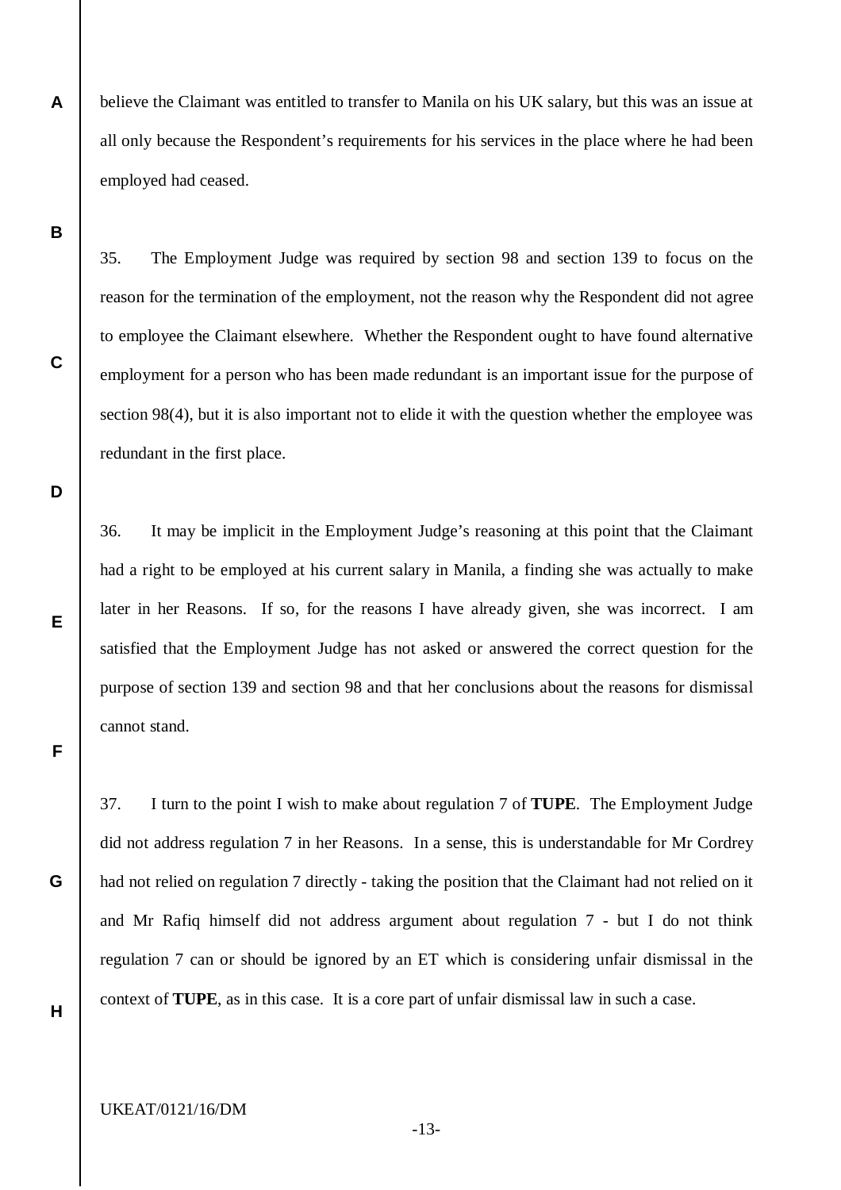believe the Claimant was entitled to transfer to Manila on his UK salary, but this was an issue at all only because the Respondent's requirements for his services in the place where he had been employed had ceased.

35. The Employment Judge was required by section 98 and section 139 to focus on the reason for the termination of the employment, not the reason why the Respondent did not agree to employee the Claimant elsewhere. Whether the Respondent ought to have found alternative employment for a person who has been made redundant is an important issue for the purpose of section 98(4), but it is also important not to elide it with the question whether the employee was redundant in the first place.

36. It may be implicit in the Employment Judge's reasoning at this point that the Claimant had a right to be employed at his current salary in Manila, a finding she was actually to make later in her Reasons. If so, for the reasons I have already given, she was incorrect. I am satisfied that the Employment Judge has not asked or answered the correct question for the purpose of section 139 and section 98 and that her conclusions about the reasons for dismissal cannot stand.

37. I turn to the point I wish to make about regulation 7 of **TUPE**. The Employment Judge did not address regulation 7 in her Reasons. In a sense, this is understandable for Mr Cordrey had not relied on regulation 7 directly - taking the position that the Claimant had not relied on it and Mr Rafiq himself did not address argument about regulation 7 - but I do not think regulation 7 can or should be ignored by an ET which is considering unfair dismissal in the context of **TUPE**, as in this case. It is a core part of unfair dismissal law in such a case.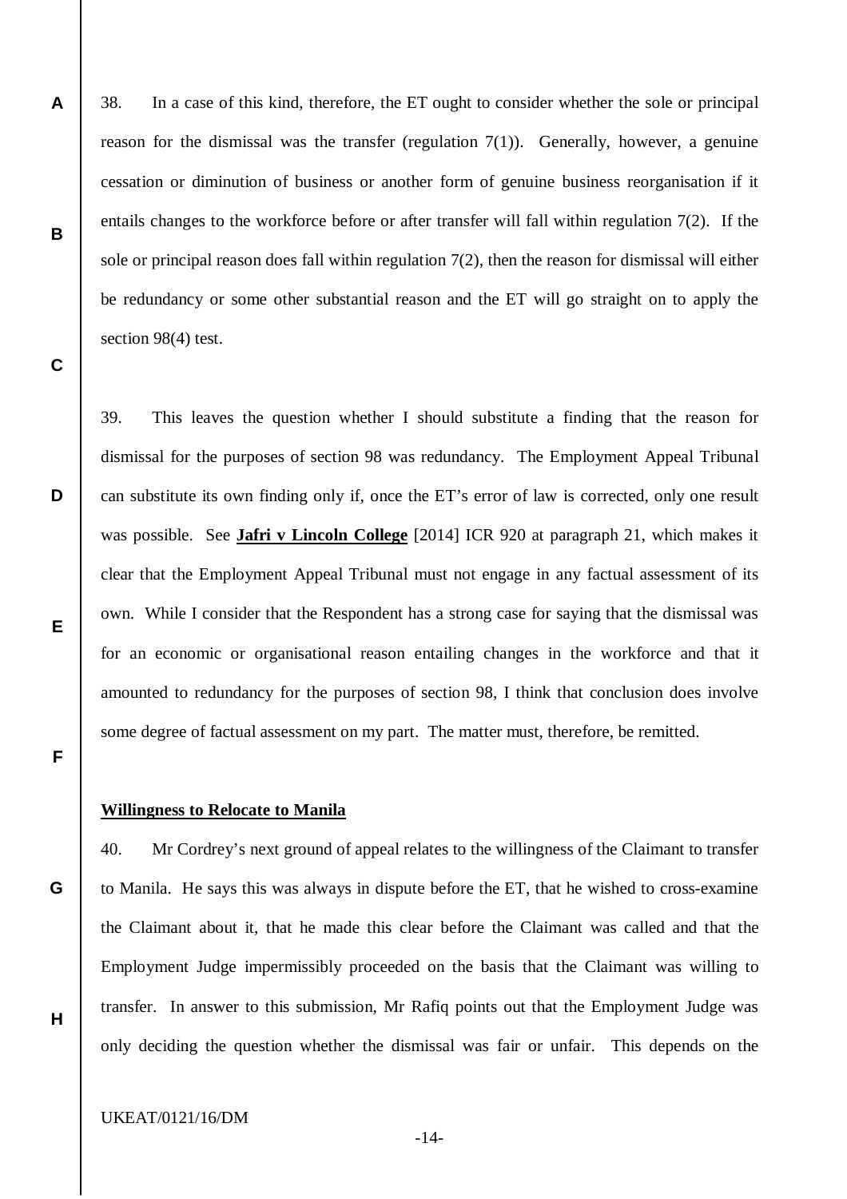38. In a case of this kind, therefore, the ET ought to consider whether the sole or principal reason for the dismissal was the transfer (regulation 7(1)). Generally, however, a genuine cessation or diminution of business or another form of genuine business reorganisation if it entails changes to the workforce before or after transfer will fall within regulation 7(2). If the sole or principal reason does fall within regulation 7(2), then the reason for dismissal will either be redundancy or some other substantial reason and the ET will go straight on to apply the section 98(4) test.

39. This leaves the question whether I should substitute a finding that the reason for dismissal for the purposes of section 98 was redundancy. The Employment Appeal Tribunal can substitute its own finding only if, once the ET's error of law is corrected, only one result was possible. See **Jafri v Lincoln College** [2014] ICR 920 at paragraph 21, which makes it clear that the Employment Appeal Tribunal must not engage in any factual assessment of its own. While I consider that the Respondent has a strong case for saying that the dismissal was for an economic or organisational reason entailing changes in the workforce and that it amounted to redundancy for the purposes of section 98, I think that conclusion does involve some degree of factual assessment on my part. The matter must, therefore, be remitted.

**Willingness to Relocate to Manila**

40. Mr Cordrey's next ground of appeal relates to the willingness of the Claimant to transfer to Manila. He says this was always in dispute before the ET, that he wished to cross-examine the Claimant about it, that he made this clear before the Claimant was called and that the Employment Judge impermissibly proceeded on the basis that the Claimant was willing to transfer. In answer to this submission, Mr Rafiq points out that the Employment Judge was only deciding the question whether the dismissal was fair or unfair. This depends on the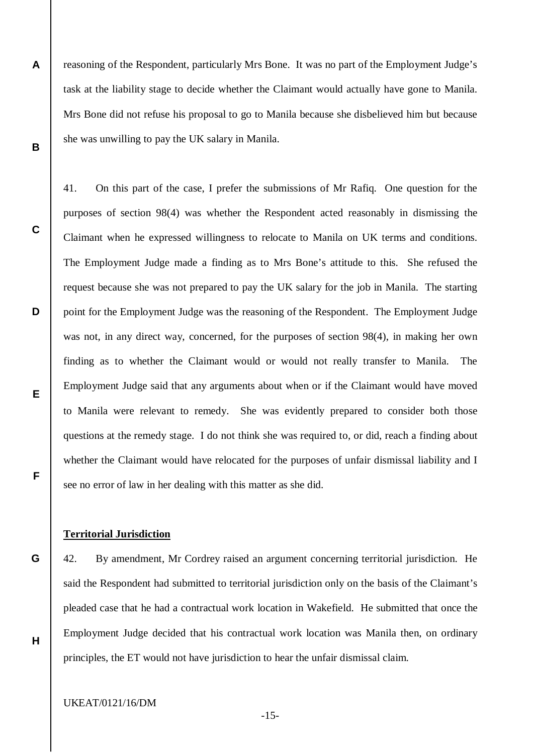reasoning of the Respondent, particularly Mrs Bone. It was no part of the Employment Judge's task at the liability stage to decide whether the Claimant would actually have gone to Manila. Mrs Bone did not refuse his proposal to go to Manila because she disbelieved him but because she was unwilling to pay the UK salary in Manila.

41. On this part of the case, I prefer the submissions of Mr Rafiq. One question for the purposes of section 98(4) was whether the Respondent acted reasonably in dismissing the Claimant when he expressed willingness to relocate to Manila on UK terms and conditions. The Employment Judge made a finding as to Mrs Bone's attitude to this. She refused the request because she was not prepared to pay the UK salary for the job in Manila. The starting point for the Employment Judge was the reasoning of the Respondent. The Employment Judge was not, in any direct way, concerned, for the purposes of section 98(4), in making her own finding as to whether the Claimant would or would not really transfer to Manila. The Employment Judge said that any arguments about when or if the Claimant would have moved to Manila were relevant to remedy. She was evidently prepared to consider both those questions at the remedy stage. I do not think she was required to, or did, reach a finding about whether the Claimant would have relocated for the purposes of unfair dismissal liability and I see no error of law in her dealing with this matter as she did.

**Territorial Jurisdiction**

42. By amendment, Mr Cordrey raised an argument concerning territorial jurisdiction. He said the Respondent had submitted to territorial jurisdiction only on the basis of the Claimant's pleaded case that he had a contractual work location in Wakefield. He submitted that once the Employment Judge decided that his contractual work location was Manila then, on ordinary principles, the ET would not have jurisdiction to hear the unfair dismissal claim.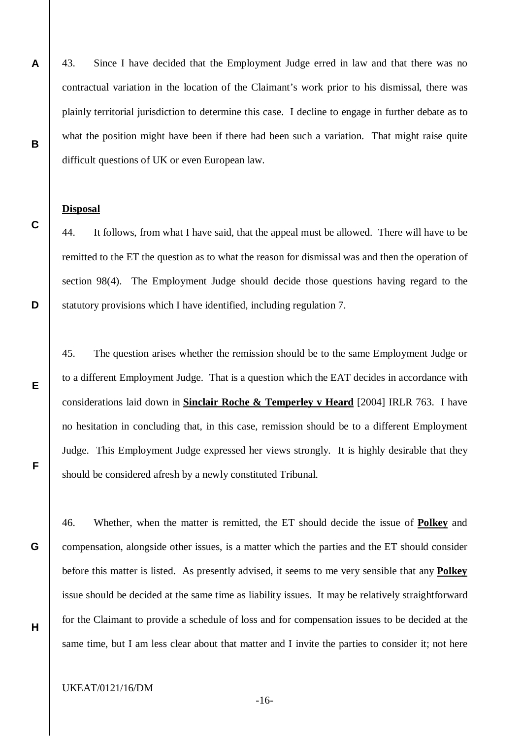43. Since I have decided that the Employment Judge erred in law and that there was no contractual variation in the location of the Claimant's work prior to his dismissal, there was plainly territorial jurisdiction to determine this case. I decline to engage in further debate as to what the position might have been if there had been such a variation. That might raise quite difficult questions of UK or even European law.

**Disposal**

44. It follows, from what I have said, that the appeal must be allowed. There will have to be remitted to the ET the question as to what the reason for dismissal was and then the operation of section 98(4). The Employment Judge should decide those questions having regard to the statutory provisions which I have identified, including regulation 7.

45. The question arises whether the remission should be to the same Employment Judge or to a different Employment Judge. That is a question which the EAT decides in accordance with considerations laid down in **Sinclair Roche & Temperley v Heard** [2004] IRLR 763. I have no hesitation in concluding that, in this case, remission should be to a different Employment Judge. This Employment Judge expressed her views strongly. It is highly desirable that they should be considered afresh by a newly constituted Tribunal.

46. Whether, when the matter is remitted, the ET should decide the issue of **Polkey** and compensation, alongside other issues, is a matter which the parties and the ET should consider before this matter is listed. As presently advised, it seems to me very sensible that any **Polkey** issue should be decided at the same time as liability issues. It may be relatively straightforward for the Claimant to provide a schedule of loss and for compensation issues to be decided at the same time, but I am less clear about that matter and I invite the parties to consider it; not here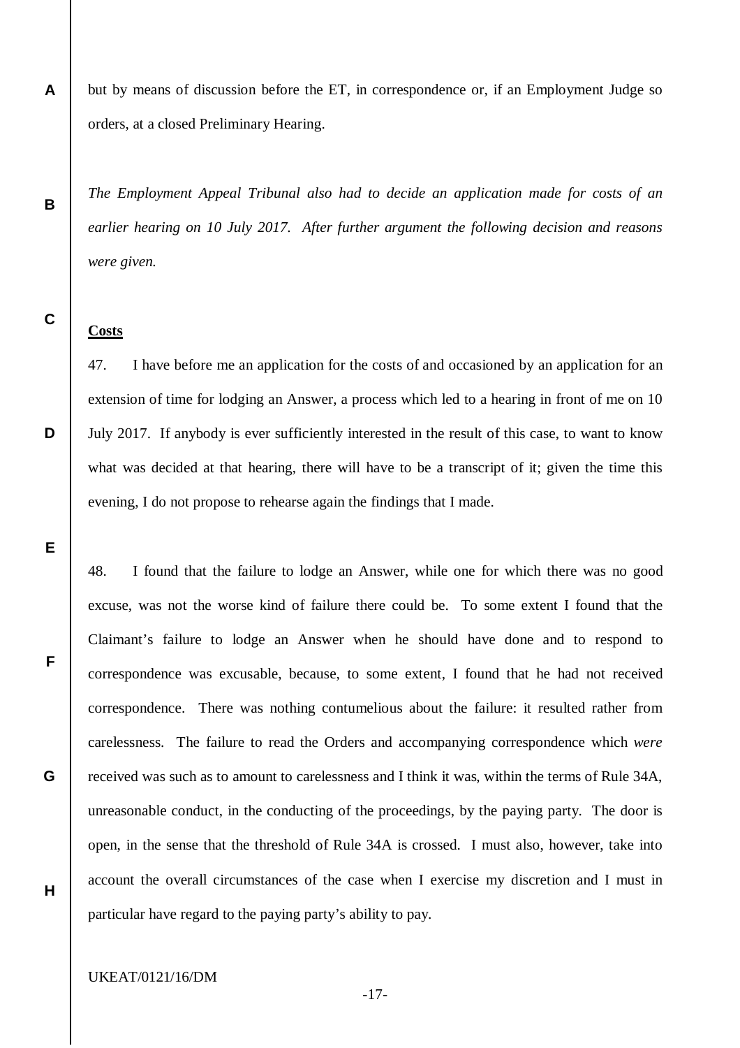but by means of discussion before the ET, in correspondence or, if an Employment Judge so orders, at a closed Preliminary Hearing.

*The Employment Appeal Tribunal also had to decide an application made for costs of an earlier hearing on 10 July 2017. After further argument the following decision and reasons were given.*

**Costs**

47. I have before me an application for the costs of and occasioned by an application for an extension of time for lodging an Answer, a process which led to a hearing in front of me on 10 July 2017. If anybody is ever sufficiently interested in the result of this case, to want to know what was decided at that hearing, there will have to be a transcript of it; given the time this evening, I do not propose to rehearse again the findings that I made.

48. I found that the failure to lodge an Answer, while one for which there was no good excuse, was not the worse kind of failure there could be. To some extent I found that the Claimant's failure to lodge an Answer when he should have done and to respond to correspondence was excusable, because, to some extent, I found that he had not received correspondence. There was nothing contumelious about the failure: it resulted rather from carelessness. The failure to read the Orders and accompanying correspondence which *were* received was such as to amount to carelessness and I think it was, within the terms of Rule 34A, unreasonable conduct, in the conducting of the proceedings, by the paying party. The door is open, in the sense that the threshold of Rule 34A is crossed. I must also, however, take into account the overall circumstances of the case when I exercise my discretion and I must in particular have regard to the paying party's ability to pay.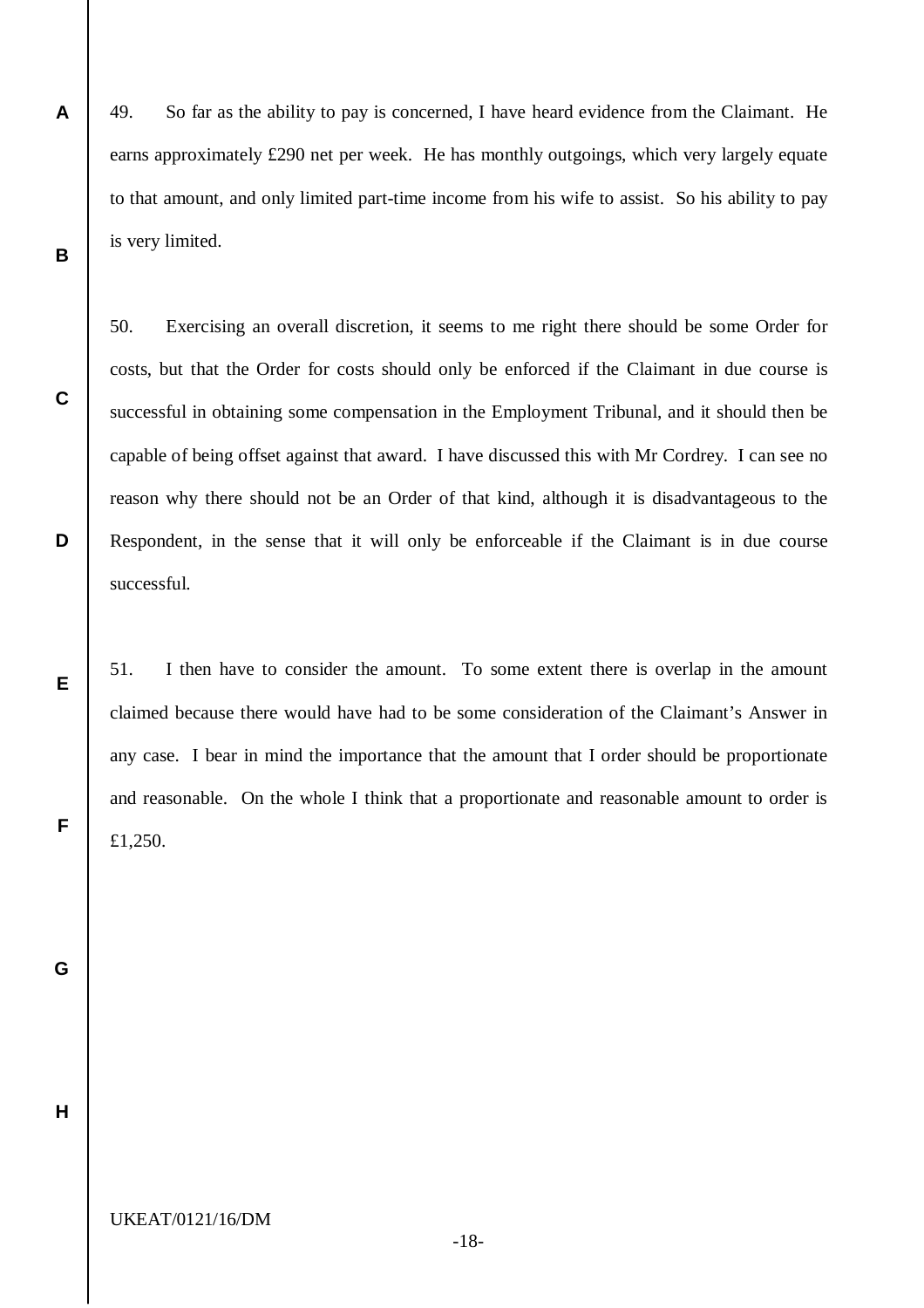49. So far as the ability to pay is concerned, I have heard evidence from the Claimant. He earns approximately £290 net per week. He has monthly outgoings, which very largely equate to that amount, and only limited part-time income from his wife to assist. So his ability to pay is very limited.

50. Exercising an overall discretion, it seems to me right there should be some Order for costs, but that the Order for costs should only be enforced if the Claimant in due course is successful in obtaining some compensation in the Employment Tribunal, and it should then be capable of being offset against that award. I have discussed this with Mr Cordrey. I can see no reason why there should not be an Order of that kind, although it is disadvantageous to the Respondent, in the sense that it will only be enforceable if the Claimant is in due course successful.

51. I then have to consider the amount. To some extent there is overlap in the amount claimed because there would have had to be some consideration of the Claimant's Answer in any case. I bear in mind the importance that the amount that I order should be proportionate and reasonable. On the whole I think that a proportionate and reasonable amount to order is £1,250.